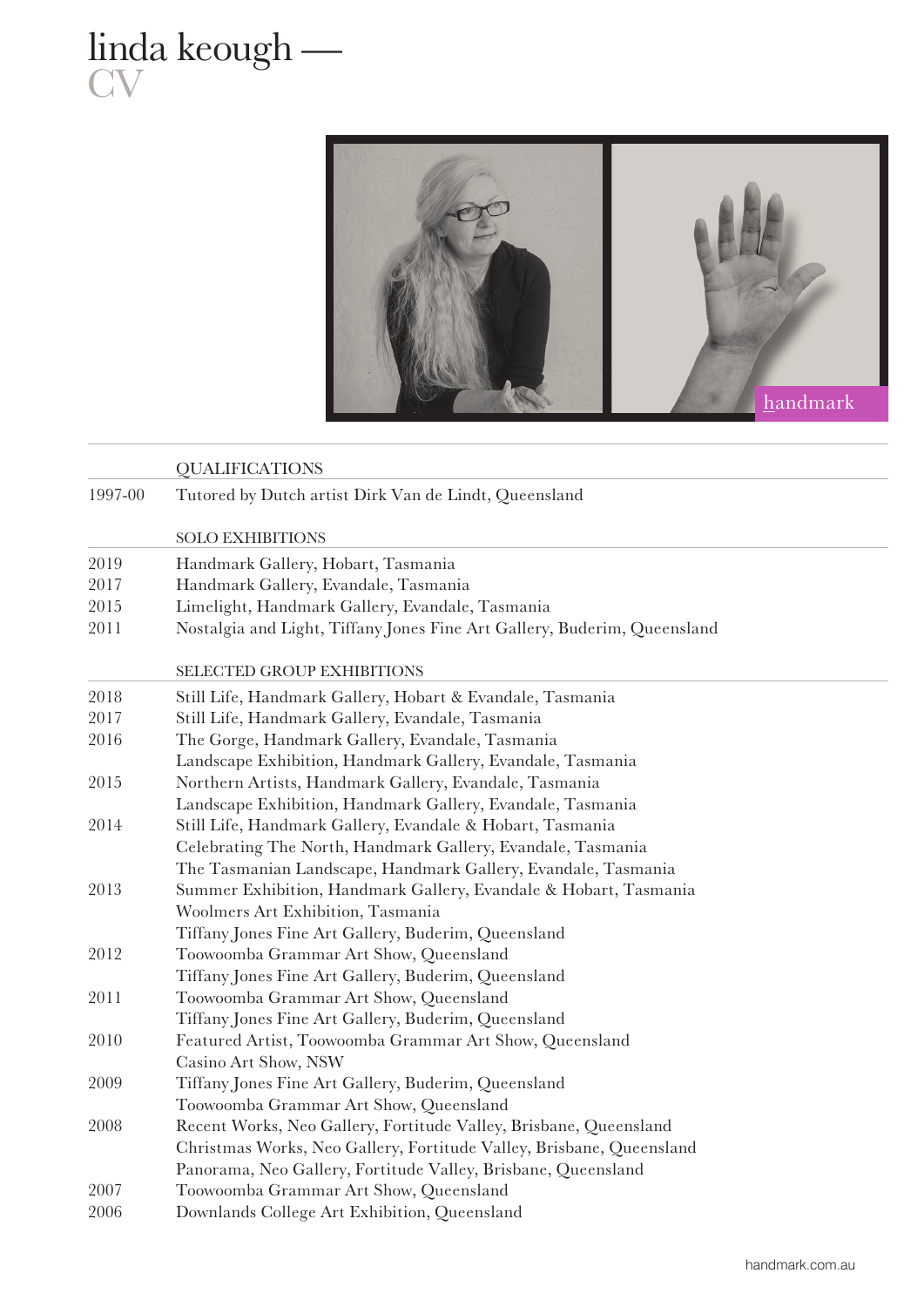# linda keough — CV

## QUALIFICATIONS

| | |
|---|---|
| 1997-00 | Tutored by Dutch artist Dirk Van de Lindt, Queensland |

## SOLO EXHIBITIONS

| | |
|---|---|
| 2019 | Handmark Gallery, Hobart, Tasmania |
| 2017 | Handmark Gallery, Evandale, Tasmania |
| 2015 | Limelight, Handmark Gallery, Evandale, Tasmania |
| 2011 | Nostalgia and Light, Tiffany Jones Fine Art Gallery, Buderim, Queensland |

## SELECTED GROUP EXHIBITIONS

| | |
|---|---|
| 2018 | Still Life, Handmark Gallery, Hobart & Evandale, Tasmania |
| 2017 | Still Life, Handmark Gallery, Evandale, Tasmania |
| 2016 | The Gorge, Handmark Gallery, Evandale, Tasmania |
| | Landscape Exhibition, Handmark Gallery, Evandale, Tasmania |
| 2015 | Northern Artists, Handmark Gallery, Evandale, Tasmania |
| | Landscape Exhibition, Handmark Gallery, Evandale, Tasmania |
| 2014 | Still Life, Handmark Gallery, Evandale & Hobart, Tasmania |
| | Celebrating The North, Handmark Gallery, Evandale, Tasmania |
| | The Tasmanian Landscape, Handmark Gallery, Evandale, Tasmania |
| 2013 | Summer Exhibition, Handmark Gallery, Evandale & Hobart, Tasmania |
| | Woolmers Art Exhibition, Tasmania |
| | Tiffany Jones Fine Art Gallery, Buderim, Queensland |
| 2012 | Toowoomba Grammar Art Show, Queensland |
| | Tiffany Jones Fine Art Gallery, Buderim, Queensland |
| 2011 | Toowoomba Grammar Art Show, Queensland |
| | Tiffany Jones Fine Art Gallery, Buderim, Queensland |
| 2010 | Featured Artist, Toowoomba Grammar Art Show, Queensland |
| | Casino Art Show, NSW |
| 2009 | Tiffany Jones Fine Art Gallery, Buderim, Queensland |
| | Toowoomba Grammar Art Show, Queensland |
| 2008 | Recent Works, Neo Gallery, Fortitude Valley, Brisbane, Queensland |
| | Christmas Works, Neo Gallery, Fortitude Valley, Brisbane, Queensland |
| | Panorama, Neo Gallery, Fortitude Valley, Brisbane, Queensland |
| 2007 | Toowoomba Grammar Art Show, Queensland |
| 2006 | Downlands College Art Exhibition, Queensland |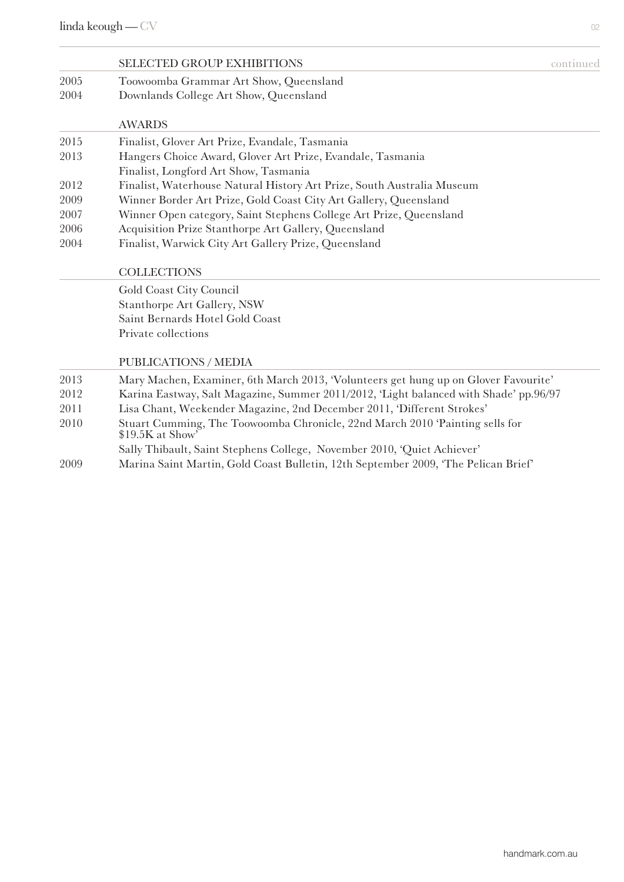## SELECTED GROUP EXHIBITIONS *continued*

| | |
|---|---|
| 2005 | Toowoomba Grammar Art Show, Queensland |
| 2004 | Downlands College Art Show, Queensland |

## AWARDS

| | |
|---|---|
| 2015 | Finalist, Glover Art Prize, Evandale, Tasmania |
| 2013 | Hangers Choice Award, Glover Art Prize, Evandale, Tasmania |
| | Finalist, Longford Art Show, Tasmania |
| 2012 | Finalist, Waterhouse Natural History Art Prize, South Australia Museum |
| 2009 | Winner Border Art Prize, Gold Coast City Art Gallery, Queensland |
| 2007 | Winner Open category, Saint Stephens College Art Prize, Queensland |
| 2006 | Acquisition Prize Stanthorpe Art Gallery, Queensland |
| 2004 | Finalist, Warwick City Art Gallery Prize, Queensland |

## COLLECTIONS

Gold Coast City Council
Stanthorpe Art Gallery, NSW
Saint Bernards Hotel Gold Coast
Private collections

## PUBLICATIONS / MEDIA

| | |
|---|---|
| 2013 | Mary Machen, Examiner, 6th March 2013, 'Volunteers get hung up on Glover Favourite' |
| 2012 | Karina Eastway, Salt Magazine, Summer 2011/2012, 'Light balanced with Shade' pp.96/97 |
| 2011 | Lisa Chant, Weekender Magazine, 2nd December 2011, 'Different Strokes' |
| 2010 | Stuart Cumming, The Toowoomba Chronicle, 22nd March 2010 'Painting sells for $19.5K at Show' |
| | Sally Thibault, Saint Stephens College, November 2010, 'Quiet Achiever' |
| 2009 | Marina Saint Martin, Gold Coast Bulletin, 12th September 2009, 'The Pelican Brief' |